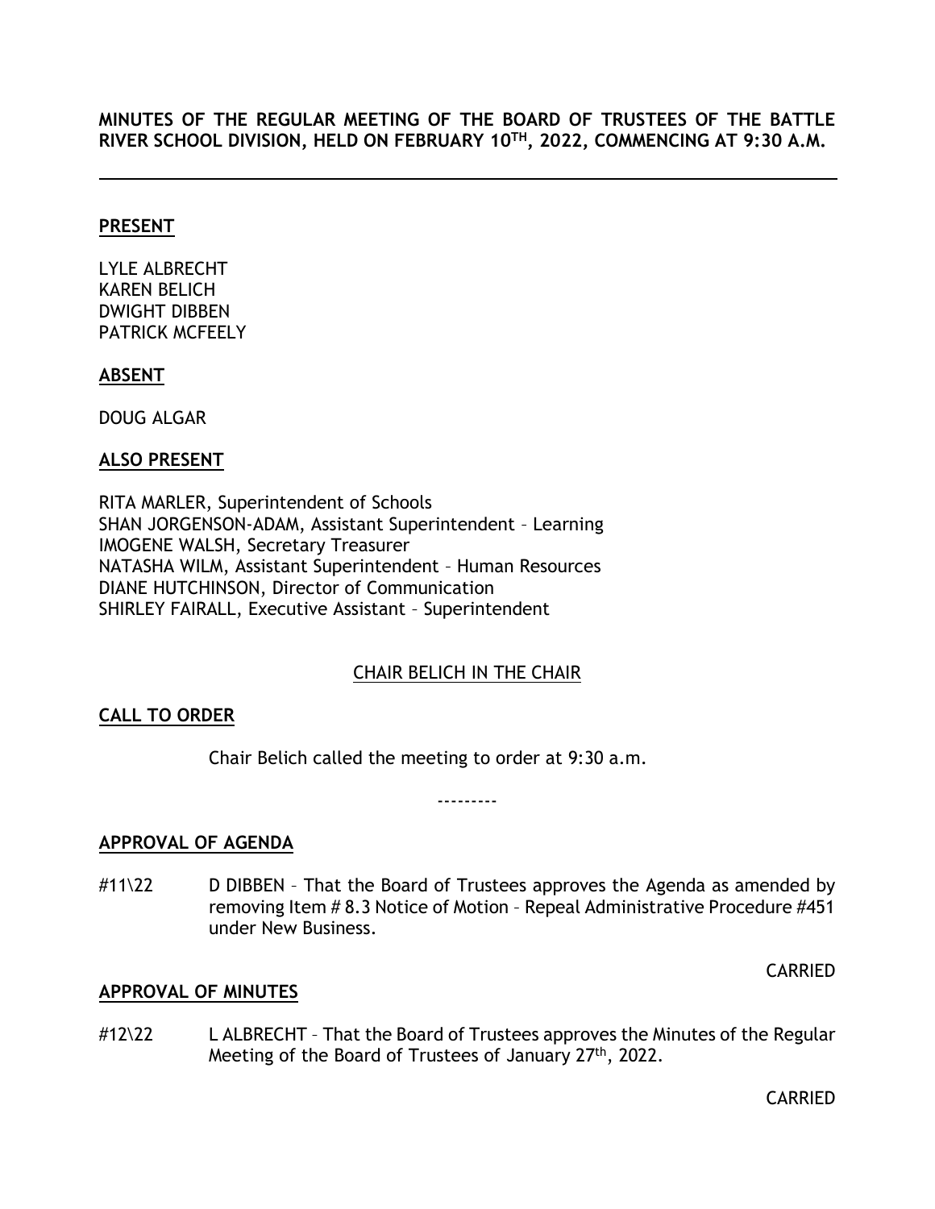**MINUTES OF THE REGULAR MEETING OF THE BOARD OF TRUSTEES OF THE BATTLE RIVER SCHOOL DIVISION, HELD ON FEBRUARY 10TH, 2022, COMMENCING AT 9:30 A.M.**

---

**PRESENT**

LYLE ALBRECHT
KAREN BELICH
DWIGHT DIBBEN
PATRICK MCFEELY

**ABSENT**

DOUG ALGAR

**ALSO PRESENT**

RITA MARLER, Superintendent of Schools
SHAN JORGENSON-ADAM, Assistant Superintendent – Learning
IMOGENE WALSH, Secretary Treasurer
NATASHA WILM, Assistant Superintendent – Human Resources
DIANE HUTCHINSON, Director of Communication
SHIRLEY FAIRALL, Executive Assistant – Superintendent

CHAIR BELICH IN THE CHAIR

**CALL TO ORDER**

Chair Belich called the meeting to order at 9:30 a.m.

---------

**APPROVAL OF AGENDA**

#11\22 D DIBBEN – That the Board of Trustees approves the Agenda as amended by removing Item # 8.3 Notice of Motion – Repeal Administrative Procedure #451 under New Business.

CARRIED

**APPROVAL OF MINUTES**

#12\22 L ALBRECHT – That the Board of Trustees approves the Minutes of the Regular Meeting of the Board of Trustees of January 27th, 2022.

CARRIED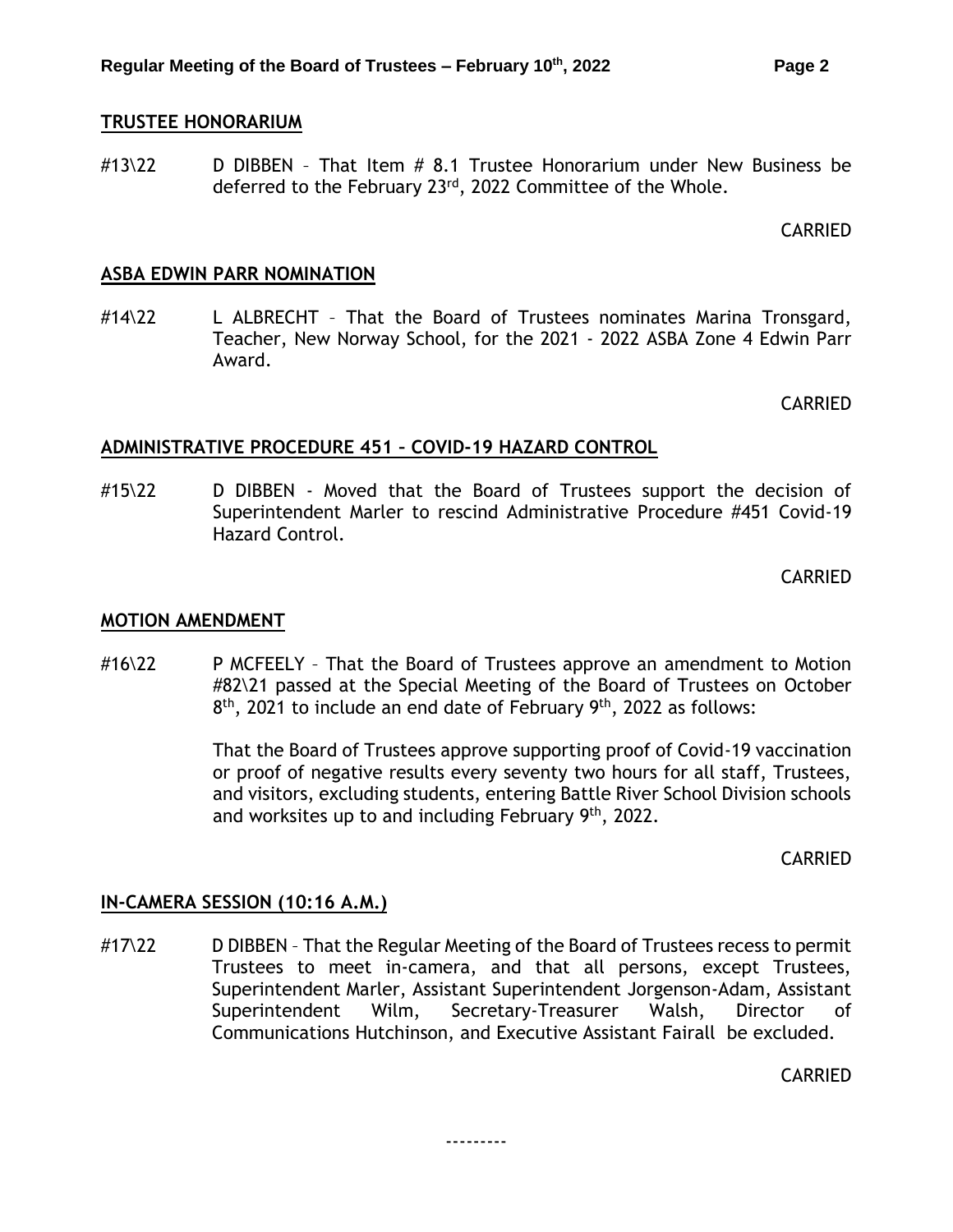## TRUSTEE HONORARIUM

#13\22 D DIBBEN – That Item # 8.1 Trustee Honorarium under New Business be deferred to the February 23rd, 2022 Committee of the Whole.

CARRIED

## ASBA EDWIN PARR NOMINATION

#14\22 L ALBRECHT – That the Board of Trustees nominates Marina Tronsgard, Teacher, New Norway School, for the 2021 - 2022 ASBA Zone 4 Edwin Parr Award.

CARRIED

## ADMINISTRATIVE PROCEDURE 451 – COVID-19 HAZARD CONTROL

#15\22 D DIBBEN - Moved that the Board of Trustees support the decision of Superintendent Marler to rescind Administrative Procedure #451 Covid-19 Hazard Control.

CARRIED

## MOTION AMENDMENT

#16\22 P MCFEELY – That the Board of Trustees approve an amendment to Motion #82\21 passed at the Special Meeting of the Board of Trustees on October 8th, 2021 to include an end date of February 9th, 2022 as follows:

That the Board of Trustees approve supporting proof of Covid-19 vaccination or proof of negative results every seventy two hours for all staff, Trustees, and visitors, excluding students, entering Battle River School Division schools and worksites up to and including February 9th, 2022.

CARRIED

## IN-CAMERA SESSION (10:16 A.M.)

#17\22 D DIBBEN – That the Regular Meeting of the Board of Trustees recess to permit Trustees to meet in-camera, and that all persons, except Trustees, Superintendent Marler, Assistant Superintendent Jorgenson-Adam, Assistant Superintendent Wilm, Secretary-Treasurer Walsh, Director of Communications Hutchinson, and Executive Assistant Fairall be excluded.

CARRIED

---------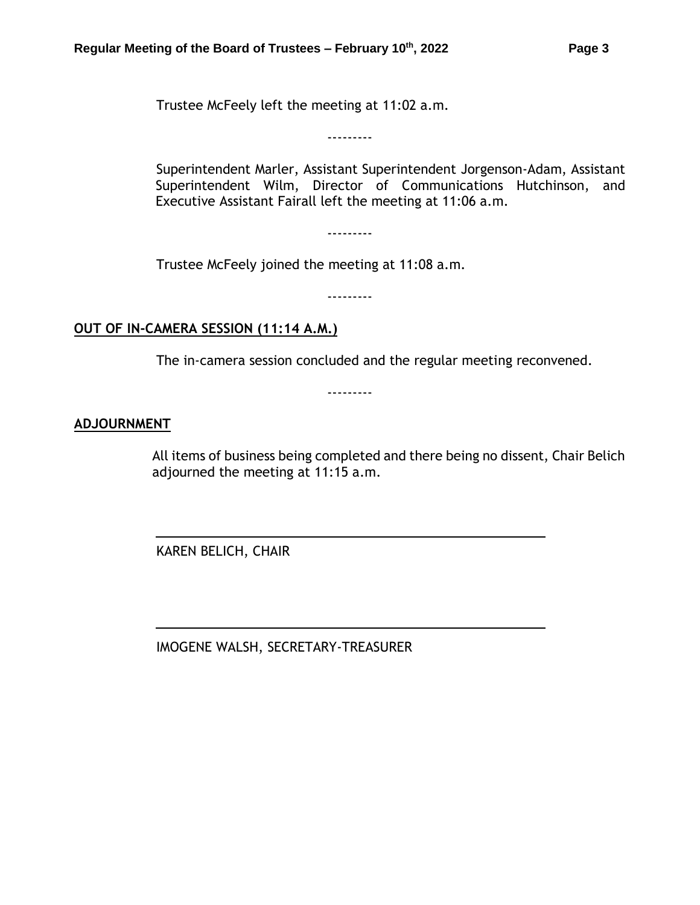Trustee McFeely left the meeting at 11:02 a.m.

---------

Superintendent Marler, Assistant Superintendent Jorgenson-Adam, Assistant Superintendent Wilm, Director of Communications Hutchinson, and Executive Assistant Fairall left the meeting at 11:06 a.m.

---------

Trustee McFeely joined the meeting at 11:08 a.m.

---------

**OUT OF IN-CAMERA SESSION (11:14 A.M.)**

The in-camera session concluded and the regular meeting reconvened.

---------

**ADJOURNMENT**

All items of business being completed and there being no dissent, Chair Belich adjourned the meeting at 11:15 a.m.

KAREN BELICH, CHAIR

IMOGENE WALSH, SECRETARY-TREASURER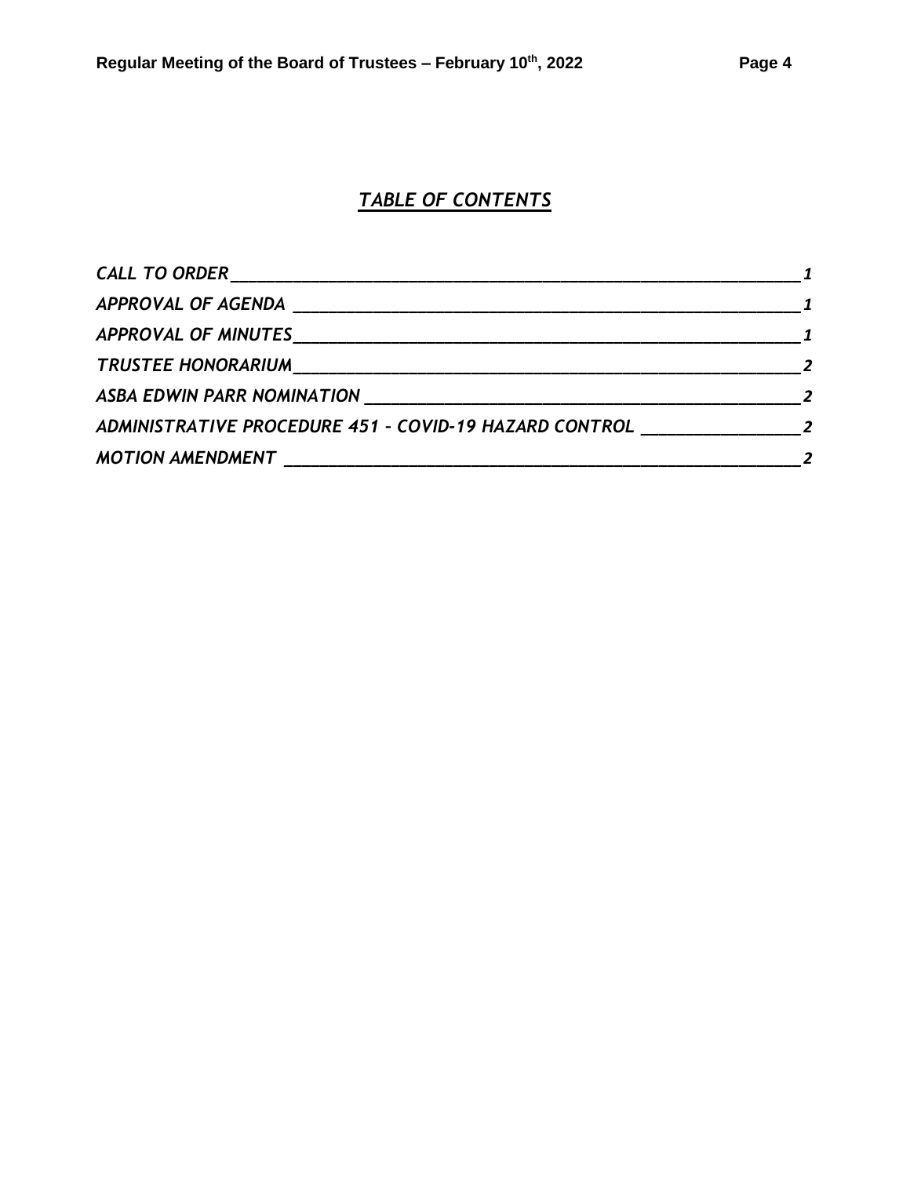## *TABLE OF CONTENTS*

*CALL TO ORDER* ____________________________________________ *1*
*APPROVAL OF AGENDA* ________________________________________ *1*
*APPROVAL OF MINUTES* _______________________________________ *1*
*TRUSTEE HONORARIUM* _______________________________________ *2*
*ASBA EDWIN PARR NOMINATION* ________________________________ *2*
*ADMINISTRATIVE PROCEDURE 451 – COVID-19 HAZARD CONTROL* ________ *2*
*MOTION AMENDMENT* _________________________________________ *2*